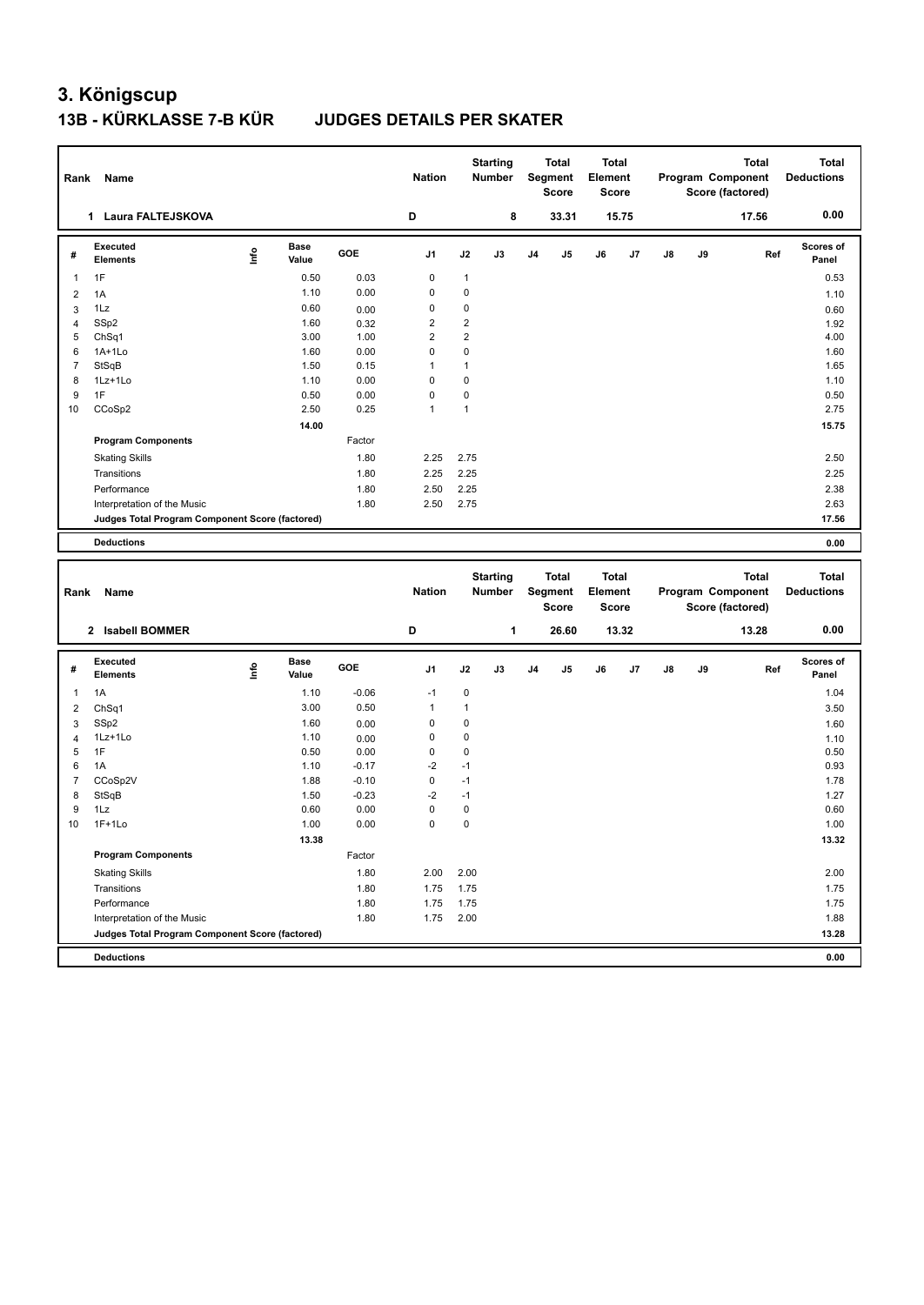# 3. Königscup

## 13B - KÜRKLASSE 7-B KÜR JUDGES DETAILS PER SKATER

| Rank | Name | Nation | Starting Number | Total Segment Score | Total Element Score | Total Program Component Score (factored) | Total Deductions |
|---|---|---|---|---|---|---|---|
| 1 | Laura FALTEJSKOVA | D | 8 | 33.31 | 15.75 | 17.56 | 0.00 |

| # | Executed Elements | Info | Base Value | GOE | J1 | J2 | J3 | J4 | J5 | J6 | J7 | J8 | J9 | Ref | Scores of Panel |
|---|---|---|---|---|---|---|---|---|---|---|---|---|---|---|---|
| 1 | 1F | | 0.50 | 0.03 | 0 | 1 | | | | | | | | | 0.53 |
| 2 | 1A | | 1.10 | 0.00 | 0 | 0 | | | | | | | | | 1.10 |
| 3 | 1Lz | | 0.60 | 0.00 | 0 | 0 | | | | | | | | | 0.60 |
| 4 | SSp2 | | 1.60 | 0.32 | 2 | 2 | | | | | | | | | 1.92 |
| 5 | ChSq1 | | 3.00 | 1.00 | 2 | 2 | | | | | | | | | 4.00 |
| 6 | 1A+1Lo | | 1.60 | 0.00 | 0 | 0 | | | | | | | | | 1.60 |
| 7 | StSqB | | 1.50 | 0.15 | 1 | 1 | | | | | | | | | 1.65 |
| 8 | 1Lz+1Lo | | 1.10 | 0.00 | 0 | 0 | | | | | | | | | 1.10 |
| 9 | 1F | | 0.50 | 0.00 | 0 | 0 | | | | | | | | | 0.50 |
| 10 | CCoSp2 | | 2.50 | 0.25 | 1 | 1 | | | | | | | | | 2.75 |
| | | | 14.00 | | | | | | | | | | | | 15.75 |
| | **Program Components** | | | Factor | | | | | | | | | | | |
| | Skating Skills | | | 1.80 | 2.25 | 2.75 | | | | | | | | | 2.50 |
| | Transitions | | | 1.80 | 2.25 | 2.25 | | | | | | | | | 2.25 |
| | Performance | | | 1.80 | 2.50 | 2.25 | | | | | | | | | 2.38 |
| | Interpretation of the Music | | | 1.80 | 2.50 | 2.75 | | | | | | | | | 2.63 |
| | **Judges Total Program Component Score (factored)** | | | | | | | | | | | | | | 17.56 |
| | **Deductions** | | | | | | | | | | | | | | 0.00 |

| Rank | Name | Nation | Starting Number | Total Segment Score | Total Element Score | Total Program Component Score (factored) | Total Deductions |
|---|---|---|---|---|---|---|---|
| 2 | Isabell BOMMER | D | 1 | 26.60 | 13.32 | 13.28 | 0.00 |

| # | Executed Elements | Info | Base Value | GOE | J1 | J2 | J3 | J4 | J5 | J6 | J7 | J8 | J9 | Ref | Scores of Panel |
|---|---|---|---|---|---|---|---|---|---|---|---|---|---|---|---|
| 1 | 1A | | 1.10 | -0.06 | -1 | 0 | | | | | | | | | 1.04 |
| 2 | ChSq1 | | 3.00 | 0.50 | 1 | 1 | | | | | | | | | 3.50 |
| 3 | SSp2 | | 1.60 | 0.00 | 0 | 0 | | | | | | | | | 1.60 |
| 4 | 1Lz+1Lo | | 1.10 | 0.00 | 0 | 0 | | | | | | | | | 1.10 |
| 5 | 1F | | 0.50 | 0.00 | 0 | 0 | | | | | | | | | 0.50 |
| 6 | 1A | | 1.10 | -0.17 | -2 | -1 | | | | | | | | | 0.93 |
| 7 | CCoSp2V | | 1.88 | -0.10 | 0 | -1 | | | | | | | | | 1.78 |
| 8 | StSqB | | 1.50 | -0.23 | -2 | -1 | | | | | | | | | 1.27 |
| 9 | 1Lz | | 0.60 | 0.00 | 0 | 0 | | | | | | | | | 0.60 |
| 10 | 1F+1Lo | | 1.00 | 0.00 | 0 | 0 | | | | | | | | | 1.00 |
| | | | 13.38 | | | | | | | | | | | | 13.32 |
| | **Program Components** | | | Factor | | | | | | | | | | | |
| | Skating Skills | | | 1.80 | 2.00 | 2.00 | | | | | | | | | 2.00 |
| | Transitions | | | 1.80 | 1.75 | 1.75 | | | | | | | | | 1.75 |
| | Performance | | | 1.80 | 1.75 | 1.75 | | | | | | | | | 1.75 |
| | Interpretation of the Music | | | 1.80 | 1.75 | 2.00 | | | | | | | | | 1.88 |
| | **Judges Total Program Component Score (factored)** | | | | | | | | | | | | | | 13.28 |
| | **Deductions** | | | | | | | | | | | | | | 0.00 |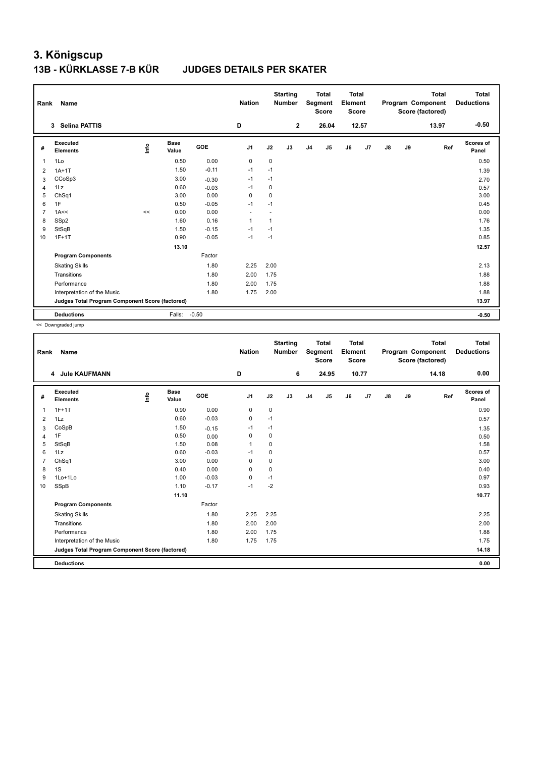# 3. Königscup

## 13B - KÜRKLASSE 7-B KÜR JUDGES DETAILS PER SKATER

| Rank | Name | Nation | Starting Number | Total Segment Score | Total Element Score | Total Program Component Score (factored) | Total Deductions |
|---|---|---|---|---|---|---|---|
| 3 | Selina PATTIS | D | 2 | 26.04 | 12.57 | 13.97 | -0.50 |

| # | Executed Elements | Info | Base Value | GOE | J1 | J2 | J3 | J4 | J5 | J6 | J7 | J8 | J9 | Ref | Scores of Panel |
|---|---|---|---|---|---|---|---|---|---|---|---|---|---|---|---|
| 1 | 1Lo | | 0.50 | 0.00 | 0 | 0 | | | | | | | | | 0.50 |
| 2 | 1A+1T | | 1.50 | -0.11 | -1 | -1 | | | | | | | | | 1.39 |
| 3 | CCoSp3 | | 3.00 | -0.30 | -1 | -1 | | | | | | | | | 2.70 |
| 4 | 1Lz | | 0.60 | -0.03 | -1 | 0 | | | | | | | | | 0.57 |
| 5 | ChSq1 | | 3.00 | 0.00 | 0 | 0 | | | | | | | | | 3.00 |
| 6 | 1F | | 0.50 | -0.05 | -1 | -1 | | | | | | | | | 0.45 |
| 7 | 1A<< | << | 0.00 | 0.00 | - | - | | | | | | | | | 0.00 |
| 8 | SSp2 | | 1.60 | 0.16 | 1 | 1 | | | | | | | | | 1.76 |
| 9 | StSqB | | 1.50 | -0.15 | -1 | -1 | | | | | | | | | 1.35 |
| 10 | 1F+1T | | 0.90 | -0.05 | -1 | -1 | | | | | | | | | 0.85 |
| | | | 13.10 | | | | | | | | | | | | 12.57 |
| | **Program Components** | | | Factor | | | | | | | | | | | |
| | Skating Skills | | | 1.80 | 2.25 | 2.00 | | | | | | | | | 2.13 |
| | Transitions | | | 1.80 | 2.00 | 1.75 | | | | | | | | | 1.88 |
| | Performance | | | 1.80 | 2.00 | 1.75 | | | | | | | | | 1.88 |
| | Interpretation of the Music | | | 1.80 | 1.75 | 2.00 | | | | | | | | | 1.88 |
| | **Judges Total Program Component Score (factored)** | | | | | | | | | | | | | | 13.97 |
| | **Deductions** | | Falls: | -0.50 | | | | | | | | | | | -0.50 |

<< Downgraded jump

| Rank | Name | Nation | Starting Number | Total Segment Score | Total Element Score | Total Program Component Score (factored) | Total Deductions |
|---|---|---|---|---|---|---|---|
| 4 | Jule KAUFMANN | D | 6 | 24.95 | 10.77 | 14.18 | 0.00 |

| # | Executed Elements | Info | Base Value | GOE | J1 | J2 | J3 | J4 | J5 | J6 | J7 | J8 | J9 | Ref | Scores of Panel |
|---|---|---|---|---|---|---|---|---|---|---|---|---|---|---|---|
| 1 | 1F+1T | | 0.90 | 0.00 | 0 | 0 | | | | | | | | | 0.90 |
| 2 | 1Lz | | 0.60 | -0.03 | 0 | -1 | | | | | | | | | 0.57 |
| 3 | CoSpB | | 1.50 | -0.15 | -1 | -1 | | | | | | | | | 1.35 |
| 4 | 1F | | 0.50 | 0.00 | 0 | 0 | | | | | | | | | 0.50 |
| 5 | StSqB | | 1.50 | 0.08 | 1 | 0 | | | | | | | | | 1.58 |
| 6 | 1Lz | | 0.60 | -0.03 | -1 | 0 | | | | | | | | | 0.57 |
| 7 | ChSq1 | | 3.00 | 0.00 | 0 | 0 | | | | | | | | | 3.00 |
| 8 | 1S | | 0.40 | 0.00 | 0 | 0 | | | | | | | | | 0.40 |
| 9 | 1Lo+1Lo | | 1.00 | -0.03 | 0 | -1 | | | | | | | | | 0.97 |
| 10 | SSpB | | 1.10 | -0.17 | -1 | -2 | | | | | | | | | 0.93 |
| | | | 11.10 | | | | | | | | | | | | 10.77 |
| | **Program Components** | | | Factor | | | | | | | | | | | |
| | Skating Skills | | | 1.80 | 2.25 | 2.25 | | | | | | | | | 2.25 |
| | Transitions | | | 1.80 | 2.00 | 2.00 | | | | | | | | | 2.00 |
| | Performance | | | 1.80 | 2.00 | 1.75 | | | | | | | | | 1.88 |
| | Interpretation of the Music | | | 1.80 | 1.75 | 1.75 | | | | | | | | | 1.75 |
| | **Judges Total Program Component Score (factored)** | | | | | | | | | | | | | | 14.18 |
| | **Deductions** | | | | | | | | | | | | | | 0.00 |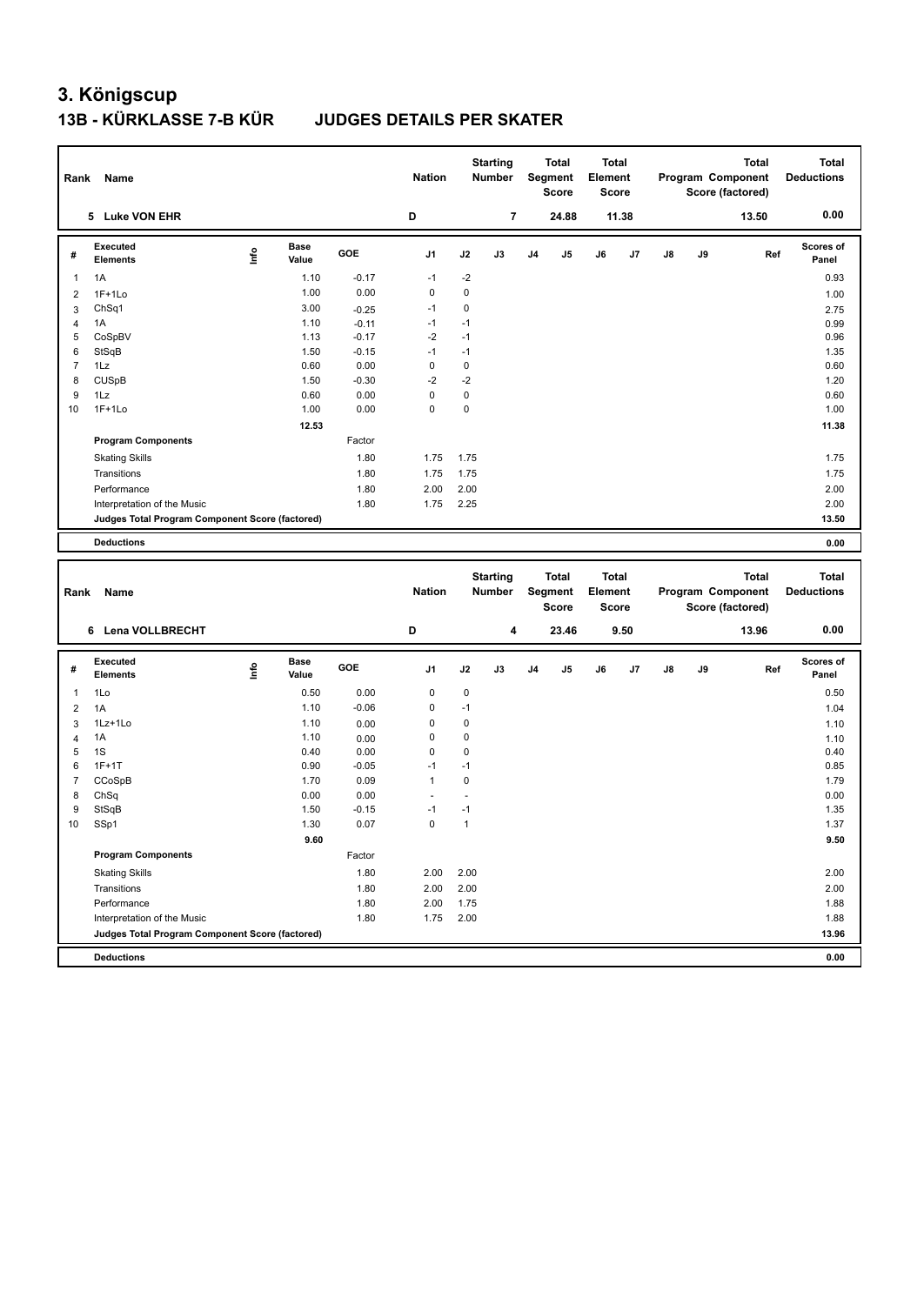# 3. Königscup

## 13B - KÜRKLASSE 7-B KÜR JUDGES DETAILS PER SKATER

| Rank | Name | Nation | Starting Number | Total Segment Score | Total Element Score | Total Program Component Score (factored) | Total Deductions |
|---|---|---|---|---|---|---|---|
| 5 | Luke VON EHR | D | 7 | 24.88 | 11.38 | 13.50 | 0.00 |

| # | Executed Elements | Info | Base Value | GOE | J1 | J2 | J3 | J4 | J5 | J6 | J7 | J8 | J9 | Ref | Scores of Panel |
|---|---|---|---|---|---|---|---|---|---|---|---|---|---|---|---|
| 1 | 1A | | 1.10 | -0.17 | -1 | -2 | | | | | | | | | 0.93 |
| 2 | 1F+1Lo | | 1.00 | 0.00 | 0 | 0 | | | | | | | | | 1.00 |
| 3 | ChSq1 | | 3.00 | -0.25 | -1 | 0 | | | | | | | | | 2.75 |
| 4 | 1A | | 1.10 | -0.11 | -1 | -1 | | | | | | | | | 0.99 |
| 5 | CoSpBV | | 1.13 | -0.17 | -2 | -1 | | | | | | | | | 0.96 |
| 6 | StSqB | | 1.50 | -0.15 | -1 | -1 | | | | | | | | | 1.35 |
| 7 | 1Lz | | 0.60 | 0.00 | 0 | 0 | | | | | | | | | 0.60 |
| 8 | CUSpB | | 1.50 | -0.30 | -2 | -2 | | | | | | | | | 1.20 |
| 9 | 1Lz | | 0.60 | 0.00 | 0 | 0 | | | | | | | | | 0.60 |
| 10 | 1F+1Lo | | 1.00 | 0.00 | 0 | 0 | | | | | | | | | 1.00 |
| | | | 12.53 | | | | | | | | | | | | 11.38 |
| | **Program Components** | | | Factor | | | | | | | | | | | |
| | Skating Skills | | | 1.80 | 1.75 | 1.75 | | | | | | | | | 1.75 |
| | Transitions | | | 1.80 | 1.75 | 1.75 | | | | | | | | | 1.75 |
| | Performance | | | 1.80 | 2.00 | 2.00 | | | | | | | | | 2.00 |
| | Interpretation of the Music | | | 1.80 | 1.75 | 2.25 | | | | | | | | | 2.00 |
| | **Judges Total Program Component Score (factored)** | | | | | | | | | | | | | | 13.50 |
| | **Deductions** | | | | | | | | | | | | | | 0.00 |

| Rank | Name | Nation | Starting Number | Total Segment Score | Total Element Score | Total Program Component Score (factored) | Total Deductions |
|---|---|---|---|---|---|---|---|
| 6 | Lena VOLLBRECHT | D | 4 | 23.46 | 9.50 | 13.96 | 0.00 |

| # | Executed Elements | Info | Base Value | GOE | J1 | J2 | J3 | J4 | J5 | J6 | J7 | J8 | J9 | Ref | Scores of Panel |
|---|---|---|---|---|---|---|---|---|---|---|---|---|---|---|---|
| 1 | 1Lo | | 0.50 | 0.00 | 0 | 0 | | | | | | | | | 0.50 |
| 2 | 1A | | 1.10 | -0.06 | 0 | -1 | | | | | | | | | 1.04 |
| 3 | 1Lz+1Lo | | 1.10 | 0.00 | 0 | 0 | | | | | | | | | 1.10 |
| 4 | 1A | | 1.10 | 0.00 | 0 | 0 | | | | | | | | | 1.10 |
| 5 | 1S | | 0.40 | 0.00 | 0 | 0 | | | | | | | | | 0.40 |
| 6 | 1F+1T | | 0.90 | -0.05 | -1 | -1 | | | | | | | | | 0.85 |
| 7 | CCoSpB | | 1.70 | 0.09 | 1 | 0 | | | | | | | | | 1.79 |
| 8 | ChSq | | 0.00 | 0.00 | - | - | | | | | | | | | 0.00 |
| 9 | StSqB | | 1.50 | -0.15 | -1 | -1 | | | | | | | | | 1.35 |
| 10 | SSp1 | | 1.30 | 0.07 | 0 | 1 | | | | | | | | | 1.37 |
| | | | 9.60 | | | | | | | | | | | | 9.50 |
| | **Program Components** | | | Factor | | | | | | | | | | | |
| | Skating Skills | | | 1.80 | 2.00 | 2.00 | | | | | | | | | 2.00 |
| | Transitions | | | 1.80 | 2.00 | 2.00 | | | | | | | | | 2.00 |
| | Performance | | | 1.80 | 2.00 | 1.75 | | | | | | | | | 1.88 |
| | Interpretation of the Music | | | 1.80 | 1.75 | 2.00 | | | | | | | | | 1.88 |
| | **Judges Total Program Component Score (factored)** | | | | | | | | | | | | | | 13.96 |
| | **Deductions** | | | | | | | | | | | | | | 0.00 |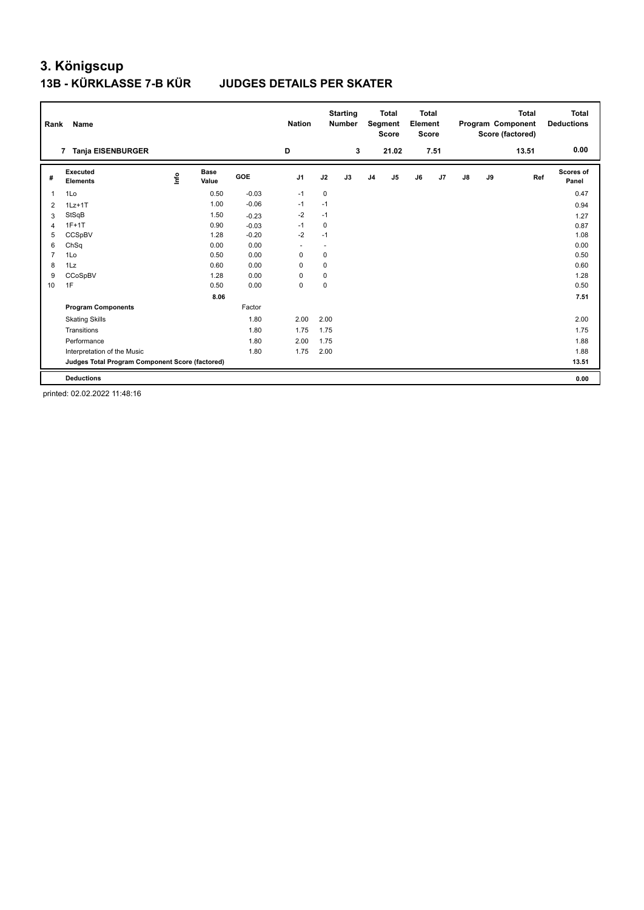# 3. Königscup

## 13B - KÜRKLASSE 7-B KÜR JUDGES DETAILS PER SKATER

| Rank | Name | | | | Nation | | Starting Number | | Total Segment Score | | Total Element Score | | | Total Program Component Score (factored) | | Total Deductions |
|---|---|---|---|---|---|---|---|---|---|---|---|---|---|---|---|---|
| 7 | Tanja EISENBURGER | | | | D | | 3 | | 21.02 | | 7.51 | | | 13.51 | | 0.00 |

| # | Executed Elements | Info | Base Value | GOE | J1 | J2 | J3 | J4 | J5 | J6 | J7 | J8 | J9 | Ref | Scores of Panel |
|---|---|---|---|---|---|---|---|---|---|---|---|---|---|---|---|
| 1 | 1Lo | | 0.50 | -0.03 | -1 | 0 | | | | | | | | | 0.47 |
| 2 | 1Lz+1T | | 1.00 | -0.06 | -1 | -1 | | | | | | | | | 0.94 |
| 3 | StSqB | | 1.50 | -0.23 | -2 | -1 | | | | | | | | | 1.27 |
| 4 | 1F+1T | | 0.90 | -0.03 | -1 | 0 | | | | | | | | | 0.87 |
| 5 | CCSpBV | | 1.28 | -0.20 | -2 | -1 | | | | | | | | | 1.08 |
| 6 | ChSq | | 0.00 | 0.00 | - | - | | | | | | | | | 0.00 |
| 7 | 1Lo | | 0.50 | 0.00 | 0 | 0 | | | | | | | | | 0.50 |
| 8 | 1Lz | | 0.60 | 0.00 | 0 | 0 | | | | | | | | | 0.60 |
| 9 | CCoSpBV | | 1.28 | 0.00 | 0 | 0 | | | | | | | | | 1.28 |
| 10 | 1F | | 0.50 | 0.00 | 0 | 0 | | | | | | | | | 0.50 |
| | | | 8.06 | | | | | | | | | | | | 7.51 |
| | **Program Components** | | | Factor | | | | | | | | | | | |
| | Skating Skills | | | 1.80 | 2.00 | 2.00 | | | | | | | | | 2.00 |
| | Transitions | | | 1.80 | 1.75 | 1.75 | | | | | | | | | 1.75 |
| | Performance | | | 1.80 | 2.00 | 1.75 | | | | | | | | | 1.88 |
| | Interpretation of the Music | | | 1.80 | 1.75 | 2.00 | | | | | | | | | 1.88 |
| | **Judges Total Program Component Score (factored)** | | | | | | | | | | | | | | 13.51 |
| | **Deductions** | | | | | | | | | | | | | | 0.00 |

printed: 02.02.2022 11:48:16